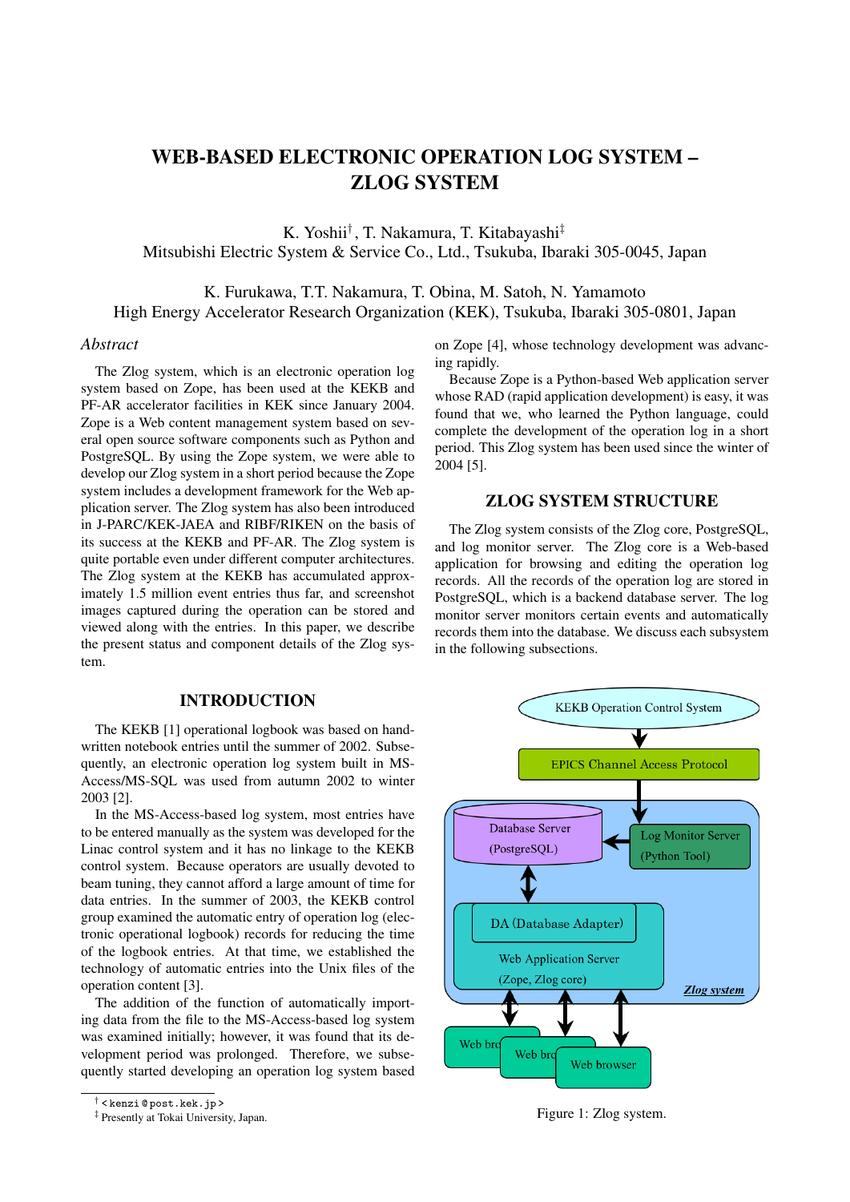# WEB-BASED ELECTRONIC OPERATION LOG SYSTEM – ZLOG SYSTEM

K. Yoshii[†], T. Nakamura, T. Kitabayashi[‡]
Mitsubishi Electric System & Service Co., Ltd., Tsukuba, Ibaraki 305-0045, Japan

K. Furukawa, T.T. Nakamura, T. Obina, M. Satoh, N. Yamamoto
High Energy Accelerator Research Organization (KEK), Tsukuba, Ibaraki 305-0801, Japan

## *Abstract*

The Zlog system, which is an electronic operation log system based on Zope, has been used at the KEKB and PF-AR accelerator facilities in KEK since January 2004. Zope is a Web content management system based on several open source software components such as Python and PostgreSQL. By using the Zope system, we were able to develop our Zlog system in a short period because the Zope system includes a development framework for the Web application server. The Zlog system has also been introduced in J-PARC/KEK-JAEA and RIBF/RIKEN on the basis of its success at the KEKB and PF-AR. The Zlog system is quite portable even under different computer architectures. The Zlog system at the KEKB has accumulated approximately 1.5 million event entries thus far, and screenshot images captured during the operation can be stored and viewed along with the entries. In this paper, we describe the present status and component details of the Zlog system.

## INTRODUCTION

The KEKB [1] operational logbook was based on handwritten notebook entries until the summer of 2002. Subsequently, an electronic operation log system built in MS-Access/MS-SQL was used from autumn 2002 to winter 2003 [2].

In the MS-Access-based log system, most entries have to be entered manually as the system was developed for the Linac control system and it has no linkage to the KEKB control system. Because operators are usually devoted to beam tuning, they cannot afford a large amount of time for data entries. In the summer of 2003, the KEKB control group examined the automatic entry of operation log (electronic operational logbook) records for reducing the time of the logbook entries. At that time, we established the technology of automatic entries into the Unix files of the operation content [3].

The addition of the function of automatically importing data from the file to the MS-Access-based log system was examined initially; however, it was found that its development period was prolonged. Therefore, we subsequently started developing an operation log system based on Zope [4], whose technology development was advancing rapidly.

Because Zope is a Python-based Web application server whose RAD (rapid application development) is easy, it was found that we, who learned the Python language, could complete the development of the operation log in a short period. This Zlog system has been used since the winter of 2004 [5].

## ZLOG SYSTEM STRUCTURE

The Zlog system consists of the Zlog core, PostgreSQL, and log monitor server. The Zlog core is a Web-based application for browsing and editing the operation log records. All the records of the operation log are stored in PostgreSQL, which is a backend database server. The log monitor server monitors certain events and automatically records them into the database. We discuss each subsystem in the following subsections.

KEKB Operation Control System → EPICS Channel Access Protocol → Log Monitor Server (Python Tool) → Database Server (PostgreSQL) ↔ DA (Database Adapter) / Web Application Server (Zope, Zlog core) ↔ Web browser, Web browser, Web browser
*Zlog system*

Figure 1: Zlog system.

---
[†] <kenzi@post.kek.jp>
[‡] Presently at Tokai University, Japan.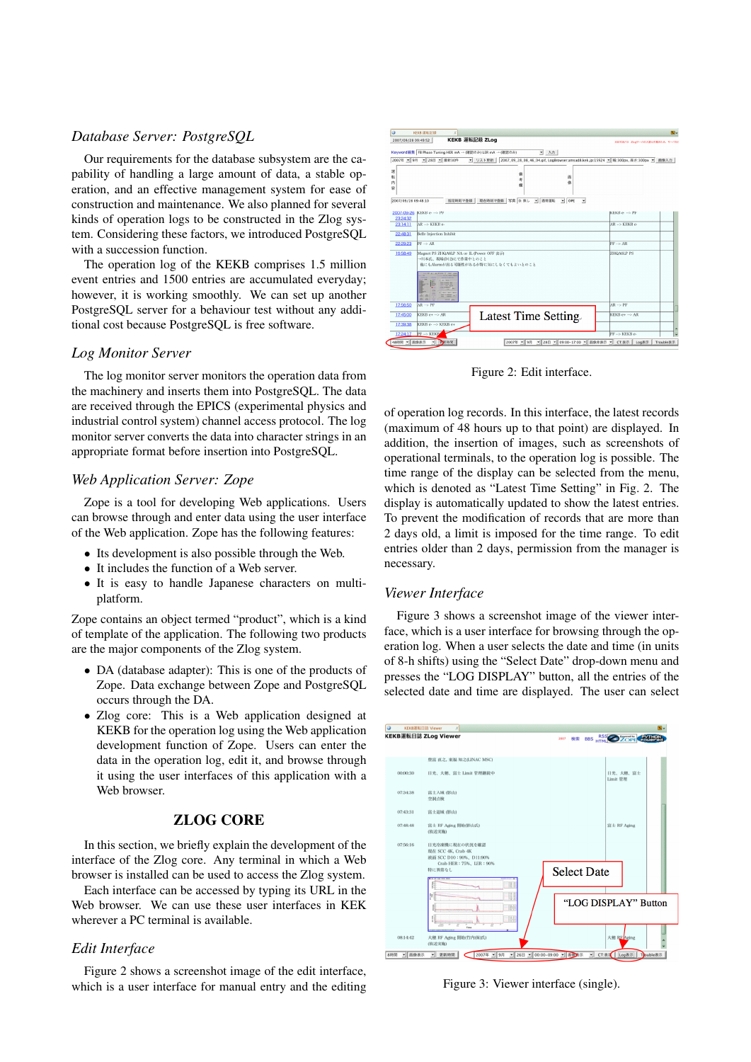### *Database Server: PostgreSQL*

Our requirements for the database subsystem are the capability of handling a large amount of data, a stable operation, and an effective management system for ease of construction and maintenance. We also planned for several kinds of operation logs to be constructed in the Zlog system. Considering these factors, we introduced PostgreSQL with a succession function.

The operation log of the KEKB comprises 1.5 million event entries and 1500 entries are accumulated everyday; however, it is working smoothly. We can set up another PostgreSQL server for a behaviour test without any additional cost because PostgreSQL is free software.

### *Log Monitor Server*

The log monitor server monitors the operation data from the machinery and inserts them into PostgreSQL. The data are received through the EPICS (experimental physics and industrial control system) channel access protocol. The log monitor server converts the data into character strings in an appropriate format before insertion into PostgreSQL.

### *Web Application Server: Zope*

Zope is a tool for developing Web applications. Users can browse through and enter data using the user interface of the Web application. Zope has the following features:

- Its development is also possible through the Web.
- It includes the function of a Web server.
- It is easy to handle Japanese characters on multi-platform.

Zope contains an object termed "product", which is a kind of template of the application. The following two products are the major components of the Zlog system.

- DA (database adapter): This is one of the products of Zope. Data exchange between Zope and PostgreSQL occurs through the DA.
- Zlog core: This is a Web application designed at KEKB for the operation log using the Web application development function of Zope. Users can enter the data in the operation log, edit it, and browse through it using the user interfaces of this application with a Web browser.

## ZLOG CORE

In this section, we briefly explain the development of the interface of the Zlog core. Any terminal in which a Web browser is installed can be used to access the Zlog system.

Each interface can be accessed by typing its URL in the Web browser. We can use these user interfaces in KEK wherever a PC terminal is available.

### *Edit Interface*

Figure 2 shows a screenshot image of the edit interface, which is a user interface for manual entry and the editing of operation log records. In this interface, the latest records (maximum of 48 hours up to that point) are displayed. In addition, the insertion of images, such as screenshots of operational terminals, to the operation log is possible. The time range of the display can be selected from the menu, which is denoted as "Latest Time Setting" in Fig. 2. The display is automatically updated to show the latest entries. To prevent the modification of records that are more than 2 days old, a limit is imposed for the time range. To edit entries older than 2 days, permission from the manager is necessary.

Figure 2: Edit interface.

### *Viewer Interface*

Figure 3 shows a screenshot image of the viewer interface, which is a user interface for browsing through the operation log. When a user selects the date and time (in units of 8-h shifts) using the "Select Date" drop-down menu and presses the "LOG DISPLAY" button, all the entries of the selected date and time are displayed. The user can select

Figure 3: Viewer interface (single).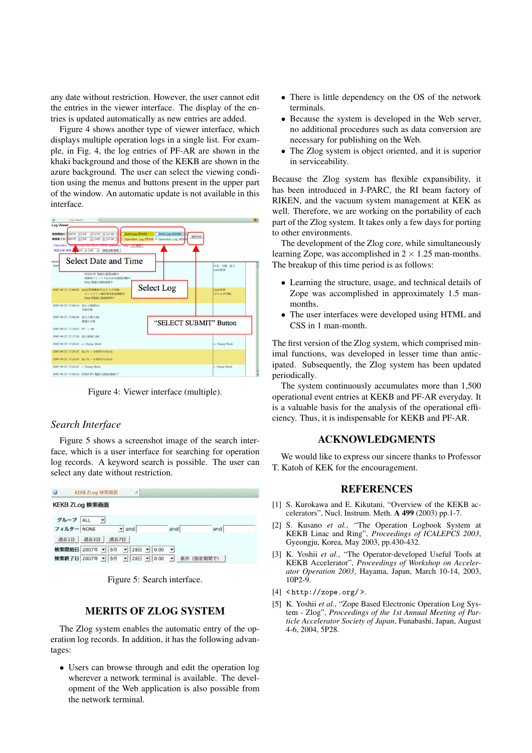any date without restriction. However, the user cannot edit the entries in the viewer interface. The display of the entries is updated automatically as new entries are added.

Figure 4 shows another type of viewer interface, which displays multiple operation logs in a single list. For example, in Fig. 4, the log entries of PF-AR are shown in the khaki background and those of the KEKB are shown in the azure background. The user can select the viewing condition using the menus and buttons present in the upper part of the window. An automatic update is not available in this interface.

Select Date and Time

Select Log

"SELECT SUBMIT" Button

Figure 4: Viewer interface (multiple).

### Search Interface

Figure 5 shows a screenshot image of the search interface, which is a user interface for searching for operation log records. A keyword search is possible. The user can select any date without restriction.

KEKB ZLog 検索画面

Figure 5: Search interface.

## MERITS OF ZLOG SYSTEM

The Zlog system enables the automatic entry of the operation log records. In addition, it has the following advantages:

- Users can browse through and edit the operation log wherever a network terminal is available. The development of the Web application is also possible from the network terminal.
- There is little dependency on the OS of the network terminals.
- Because the system is developed in the Web server, no additional procedures such as data conversion are necessary for publishing on the Web.
- The Zlog system is object oriented, and it is superior in serviceability.

Because the Zlog system has flexible expansibility, it has been introduced in J-PARC, the RI beam factory of RIKEN, and the vacuum system management at KEK as well. Therefore, we are working on the portability of each part of the Zlog system. It takes only a few days for porting to other environments.

The development of the Zlog core, while simultaneously learning Zope, was accomplished in $2 \times 1.25$ man-months. The breakup of this time period is as follows:

- Learning the structure, usage, and technical details of Zope was accomplished in approximately 1.5 man-months.
- The user interfaces were developed using HTML and CSS in 1 man-month.

The first version of the Zlog system, which comprised minimal functions, was developed in lesser time than anticipated. Subsequently, the Zlog system has been updated periodically.

The system continuously accumulates more than 1,500 operational event entries at KEKB and PF-AR everyday. It is a valuable basis for the analysis of the operational efficiency. Thus, it is indispensable for KEKB and PF-AR.

## ACKNOWLEDGMENTS

We would like to express our sincere thanks to Professor T. Katoh of KEK for the encouragement.

## REFERENCES

[1] S. Kurokawa and E. Kikutani, "Overview of the KEKB accelerators", Nucl. Instrum. Meth. **A 499** (2003) pp.1-7.

[2] S. Kusano *et al.*, "The Operation Logbook System at KEKB Linac and Ring", *Proceedings of ICALEPCS 2003*, Gyeongju, Korea, May 2003, pp.430-432.

[3] K. Yoshii *et al.*, "The Operator-developed Useful Tools at KEKB Accelerator", *Proceedings of Workshop on Accelerator Operation 2003*, Hayama, Japan, March 10-14, 2003, 10P2-9.

[4] <http://zope.org/>.

[5] K. Yoshii *et al.*, "Zope Based Electronic Operation Log System - Zlog", *Proceedings of the 1st Annual Meeting of Particle Accelerator Society of Japan*, Funabashi, Japan, August 4-6, 2004, 5P28.